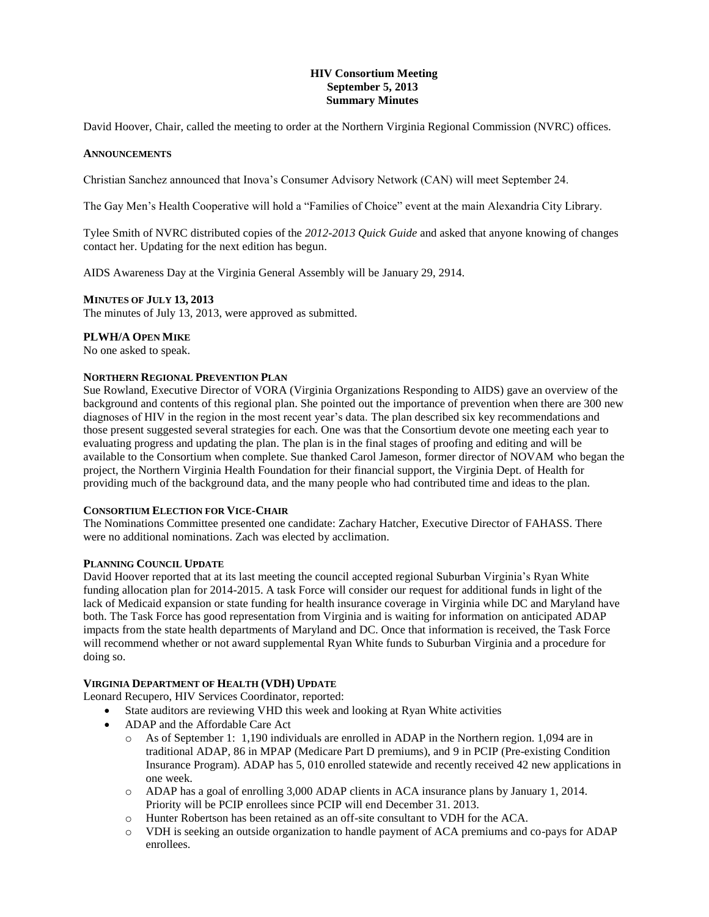**HIV Consortium Meeting**
**September 5, 2013**
**Summary Minutes**

David Hoover, Chair, called the meeting to order at the Northern Virginia Regional Commission (NVRC) offices.

**ANNOUNCEMENTS**

Christian Sanchez announced that Inova's Consumer Advisory Network (CAN) will meet September 24.

The Gay Men's Health Cooperative will hold a "Families of Choice" event at the main Alexandria City Library.

Tylee Smith of NVRC distributed copies of the *2012-2013 Quick Guide* and asked that anyone knowing of changes contact her. Updating for the next edition has begun.

AIDS Awareness Day at the Virginia General Assembly will be January 29, 2914.

**MINUTES OF JULY 13, 2013**

The minutes of July 13, 2013, were approved as submitted.

**PLWH/A OPEN MIKE**

No one asked to speak.

**NORTHERN REGIONAL PREVENTION PLAN**

Sue Rowland, Executive Director of VORA (Virginia Organizations Responding to AIDS) gave an overview of the background and contents of this regional plan. She pointed out the importance of prevention when there are 300 new diagnoses of HIV in the region in the most recent year's data. The plan described six key recommendations and those present suggested several strategies for each. One was that the Consortium devote one meeting each year to evaluating progress and updating the plan. The plan is in the final stages of proofing and editing and will be available to the Consortium when complete. Sue thanked Carol Jameson, former director of NOVAM who began the project, the Northern Virginia Health Foundation for their financial support, the Virginia Dept. of Health for providing much of the background data, and the many people who had contributed time and ideas to the plan.

**CONSORTIUM ELECTION FOR VICE-CHAIR**

The Nominations Committee presented one candidate: Zachary Hatcher, Executive Director of FAHASS. There were no additional nominations. Zach was elected by acclimation.

**PLANNING COUNCIL UPDATE**

David Hoover reported that at its last meeting the council accepted regional Suburban Virginia's Ryan White funding allocation plan for 2014-2015. A task Force will consider our request for additional funds in light of the lack of Medicaid expansion or state funding for health insurance coverage in Virginia while DC and Maryland have both. The Task Force has good representation from Virginia and is waiting for information on anticipated ADAP impacts from the state health departments of Maryland and DC. Once that information is received, the Task Force will recommend whether or not award supplemental Ryan White funds to Suburban Virginia and a procedure for doing so.

**VIRGINIA DEPARTMENT OF HEALTH (VDH) UPDATE**

Leonard Recupero, HIV Services Coordinator, reported:

- State auditors are reviewing VHD this week and looking at Ryan White activities
- ADAP and the Affordable Care Act
  - As of September 1: 1,190 individuals are enrolled in ADAP in the Northern region. 1,094 are in traditional ADAP, 86 in MPAP (Medicare Part D premiums), and 9 in PCIP (Pre-existing Condition Insurance Program). ADAP has 5, 010 enrolled statewide and recently received 42 new applications in one week.
  - ADAP has a goal of enrolling 3,000 ADAP clients in ACA insurance plans by January 1, 2014. Priority will be PCIP enrollees since PCIP will end December 31. 2013.
  - Hunter Robertson has been retained as an off-site consultant to VDH for the ACA.
  - VDH is seeking an outside organization to handle payment of ACA premiums and co-pays for ADAP enrollees.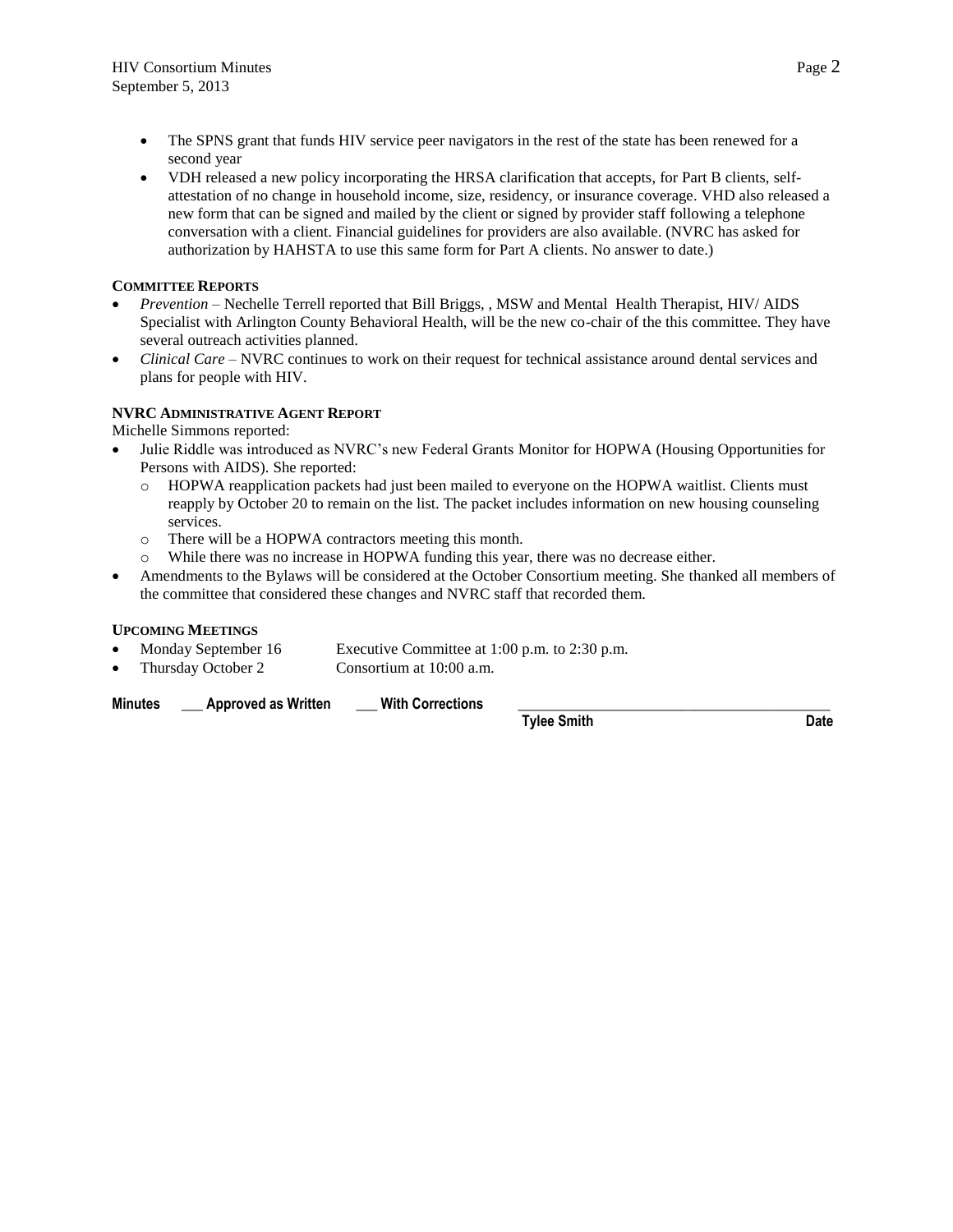- The SPNS grant that funds HIV service peer navigators in the rest of the state has been renewed for a second year
- VDH released a new policy incorporating the HRSA clarification that accepts, for Part B clients, self-attestation of no change in household income, size, residency, or insurance coverage. VHD also released a new form that can be signed and mailed by the client or signed by provider staff following a telephone conversation with a client. Financial guidelines for providers are also available. (NVRC has asked for authorization by HAHSTA to use this same form for Part A clients. No answer to date.)

**COMMITTEE REPORTS**

- *Prevention* – Nechelle Terrell reported that Bill Briggs, , MSW and Mental Health Therapist, HIV/ AIDS Specialist with Arlington County Behavioral Health, will be the new co-chair of the this committee. They have several outreach activities planned.
- *Clinical Care* – NVRC continues to work on their request for technical assistance around dental services and plans for people with HIV.

**NVRC ADMINISTRATIVE AGENT REPORT**

Michelle Simmons reported:

- Julie Riddle was introduced as NVRC's new Federal Grants Monitor for HOPWA (Housing Opportunities for Persons with AIDS). She reported:
  - HOPWA reapplication packets had just been mailed to everyone on the HOPWA waitlist. Clients must reapply by October 20 to remain on the list. The packet includes information on new housing counseling services.
  - There will be a HOPWA contractors meeting this month.
  - While there was no increase in HOPWA funding this year, there was no decrease either.
- Amendments to the Bylaws will be considered at the October Consortium meeting. She thanked all members of the committee that considered these changes and NVRC staff that recorded them.

**UPCOMING MEETINGS**

- Monday September 16 Executive Committee at 1:00 p.m. to 2:30 p.m.
- Thursday October 2 Consortium at 10:00 a.m.

**Minutes** \_\_\_ **Approved as Written** \_\_\_ **With Corrections** \_\_\_\_\_\_\_\_\_\_\_\_\_\_\_\_\_\_\_\_\_\_\_\_\_\_\_\_\_\_\_\_\_\_\_\_\_\_\_\_

**Tylee Smith** **Date**